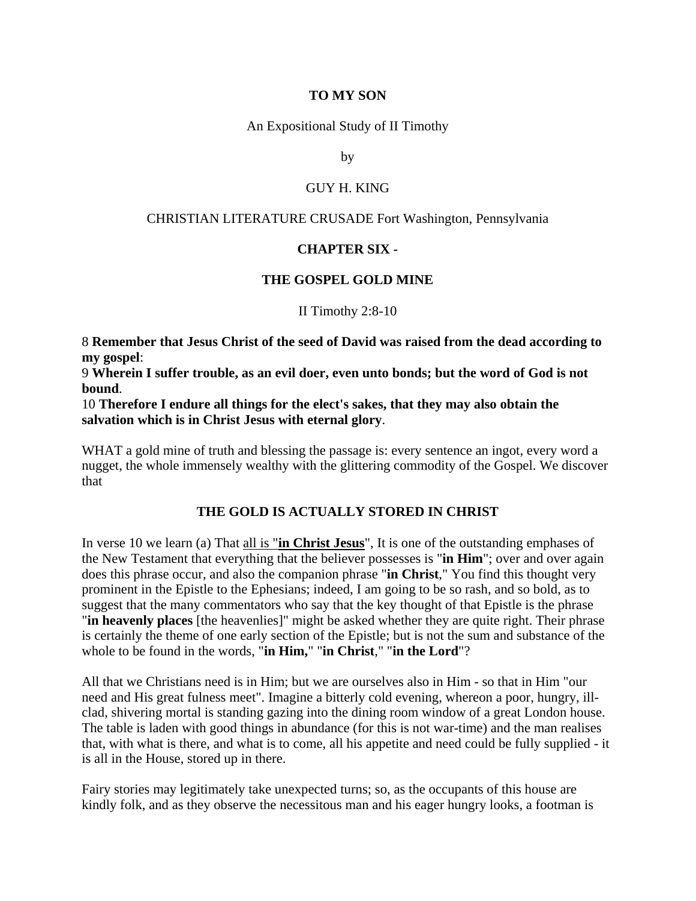**TO MY SON**

An Expositional Study of II Timothy

by

GUY H. KING

CHRISTIAN LITERATURE CRUSADE Fort Washington, Pennsylvania

## CHAPTER SIX -

## THE GOSPEL GOLD MINE

II Timothy 2:8-10

8 **Remember that Jesus Christ of the seed of David was raised from the dead according to my gospel**:
9 **Wherein I suffer trouble, as an evil doer, even unto bonds; but the word of God is not bound**.
10 **Therefore I endure all things for the elect's sakes, that they may also obtain the salvation which is in Christ Jesus with eternal glory**.

WHAT a gold mine of truth and blessing the passage is: every sentence an ingot, every word a nugget, the whole immensely wealthy with the glittering commodity of the Gospel. We discover that

### THE GOLD IS ACTUALLY STORED IN CHRIST

In verse 10 we learn (a) That <u>all is "**in Christ Jesus**"</u>, It is one of the outstanding emphases of the New Testament that everything that the believer possesses is "**in Him**"; over and over again does this phrase occur, and also the companion phrase "**in Christ**," You find this thought very prominent in the Epistle to the Ephesians; indeed, I am going to be so rash, and so bold, as to suggest that the many commentators who say that the key thought of that Epistle is the phrase "**in heavenly places** [the heavenlies]" might be asked whether they are quite right. Their phrase is certainly the theme of one early section of the Epistle; but is not the sum and substance of the whole to be found in the words, "**in Him,**" "**in Christ**," "**in the Lord**"?

All that we Christians need is in Him; but we are ourselves also in Him - so that in Him "our need and His great fulness meet". Imagine a bitterly cold evening, whereon a poor, hungry, ill-clad, shivering mortal is standing gazing into the dining room window of a great London house. The table is laden with good things in abundance (for this is not war-time) and the man realises that, with what is there, and what is to come, all his appetite and need could be fully supplied - it is all in the House, stored up in there.

Fairy stories may legitimately take unexpected turns; so, as the occupants of this house are kindly folk, and as they observe the necessitous man and his eager hungry looks, a footman is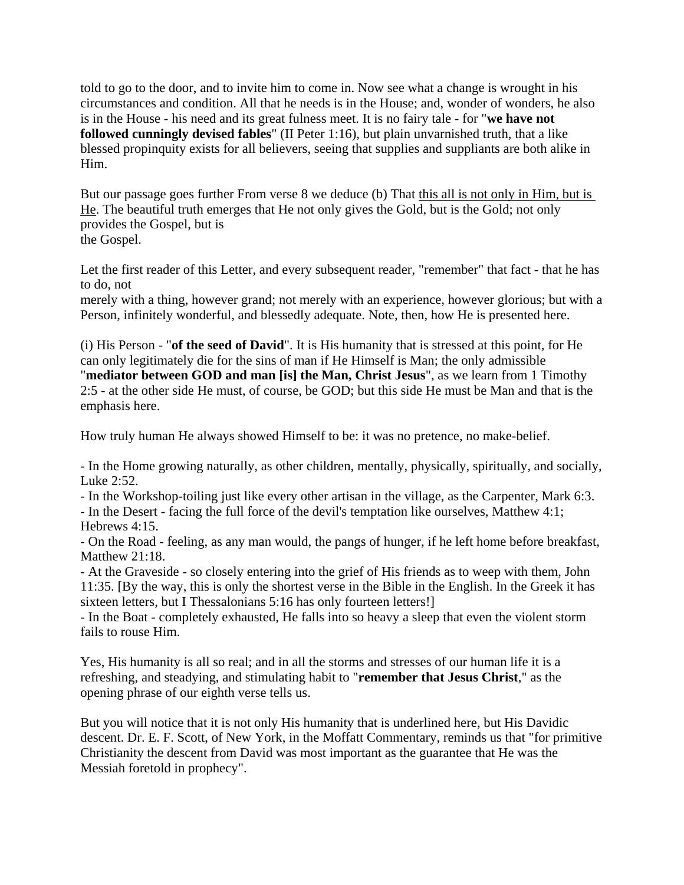told to go to the door, and to invite him to come in. Now see what a change is wrought in his circumstances and condition. All that he needs is in the House; and, wonder of wonders, he also is in the House - his need and its great fulness meet. It is no fairy tale - for "**we have not followed cunningly devised fables**" (II Peter 1:16), but plain unvarnished truth, that a like blessed propinquity exists for all believers, seeing that supplies and suppliants are both alike in Him.

But our passage goes further From verse 8 we deduce (b) That <u>this all is not only in Him, but is He</u>. The beautiful truth emerges that He not only gives the Gold, but is the Gold; not only provides the Gospel, but is the Gospel.

Let the first reader of this Letter, and every subsequent reader, "remember" that fact - that he has to do, not merely with a thing, however grand; not merely with an experience, however glorious; but with a Person, infinitely wonderful, and blessedly adequate. Note, then, how He is presented here.

(i) His Person - "**of the seed of David**". It is His humanity that is stressed at this point, for He can only legitimately die for the sins of man if He Himself is Man; the only admissible "**mediator between GOD and man [is] the Man, Christ Jesus**", as we learn from 1 Timothy 2:5 - at the other side He must, of course, be GOD; but this side He must be Man and that is the emphasis here.

How truly human He always showed Himself to be: it was no pretence, no make-belief.

- In the Home growing naturally, as other children, mentally, physically, spiritually, and socially, Luke 2:52.
- In the Workshop-toiling just like every other artisan in the village, as the Carpenter, Mark 6:3.
- In the Desert - facing the full force of the devil's temptation like ourselves, Matthew 4:1; Hebrews 4:15.
- On the Road - feeling, as any man would, the pangs of hunger, if he left home before breakfast, Matthew 21:18.
- At the Graveside - so closely entering into the grief of His friends as to weep with them, John 11:35. [By the way, this is only the shortest verse in the Bible in the English. In the Greek it has sixteen letters, but I Thessalonians 5:16 has only fourteen letters!]
- In the Boat - completely exhausted, He falls into so heavy a sleep that even the violent storm fails to rouse Him.

Yes, His humanity is all so real; and in all the storms and stresses of our human life it is a refreshing, and steadying, and stimulating habit to "**remember that Jesus Christ**," as the opening phrase of our eighth verse tells us.

But you will notice that it is not only His humanity that is underlined here, but His Davidic descent. Dr. E. F. Scott, of New York, in the Moffatt Commentary, reminds us that "for primitive Christianity the descent from David was most important as the guarantee that He was the Messiah foretold in prophecy".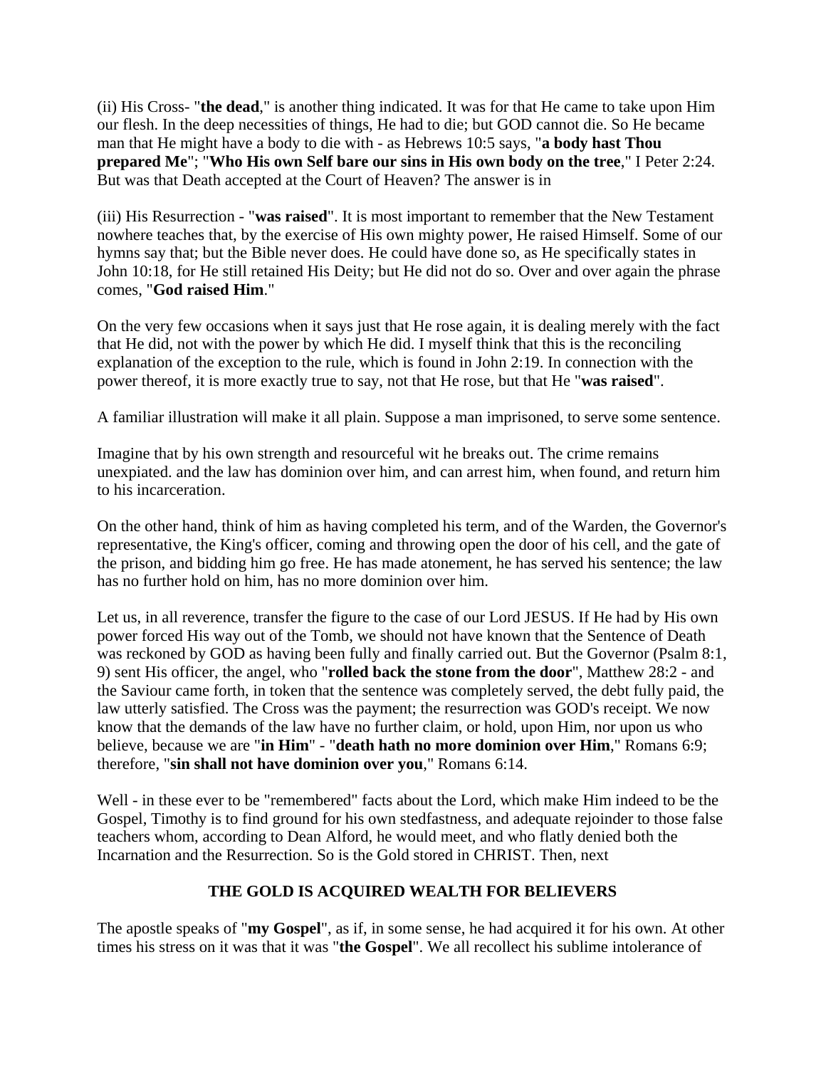(ii) His Cross- "**the dead**," is another thing indicated. It was for that He came to take upon Him our flesh. In the deep necessities of things, He had to die; but GOD cannot die. So He became man that He might have a body to die with - as Hebrews 10:5 says, "**a body hast Thou prepared Me**"; "**Who His own Self bare our sins in His own body on the tree**," I Peter 2:24. But was that Death accepted at the Court of Heaven? The answer is in

(iii) His Resurrection - "**was raised**". It is most important to remember that the New Testament nowhere teaches that, by the exercise of His own mighty power, He raised Himself. Some of our hymns say that; but the Bible never does. He could have done so, as He specifically states in John 10:18, for He still retained His Deity; but He did not do so. Over and over again the phrase comes, "**God raised Him**."

On the very few occasions when it says just that He rose again, it is dealing merely with the fact that He did, not with the power by which He did. I myself think that this is the reconciling explanation of the exception to the rule, which is found in John 2:19. In connection with the power thereof, it is more exactly true to say, not that He rose, but that He "**was raised**".

A familiar illustration will make it all plain. Suppose a man imprisoned, to serve some sentence.

Imagine that by his own strength and resourceful wit he breaks out. The crime remains unexpiated. and the law has dominion over him, and can arrest him, when found, and return him to his incarceration.

On the other hand, think of him as having completed his term, and of the Warden, the Governor's representative, the King's officer, coming and throwing open the door of his cell, and the gate of the prison, and bidding him go free. He has made atonement, he has served his sentence; the law has no further hold on him, has no more dominion over him.

Let us, in all reverence, transfer the figure to the case of our Lord JESUS. If He had by His own power forced His way out of the Tomb, we should not have known that the Sentence of Death was reckoned by GOD as having been fully and finally carried out. But the Governor (Psalm 8:1, 9) sent His officer, the angel, who "**rolled back the stone from the door**", Matthew 28:2 - and the Saviour came forth, in token that the sentence was completely served, the debt fully paid, the law utterly satisfied. The Cross was the payment; the resurrection was GOD's receipt. We now know that the demands of the law have no further claim, or hold, upon Him, nor upon us who believe, because we are "**in Him**" - "**death hath no more dominion over Him**," Romans 6:9; therefore, "**sin shall not have dominion over you**," Romans 6:14.

Well - in these ever to be "remembered" facts about the Lord, which make Him indeed to be the Gospel, Timothy is to find ground for his own stedfastness, and adequate rejoinder to those false teachers whom, according to Dean Alford, he would meet, and who flatly denied both the Incarnation and the Resurrection. So is the Gold stored in CHRIST. Then, next

### THE GOLD IS ACQUIRED WEALTH FOR BELIEVERS

The apostle speaks of "**my Gospel**", as if, in some sense, he had acquired it for his own. At other times his stress on it was that it was "**the Gospel**". We all recollect his sublime intolerance of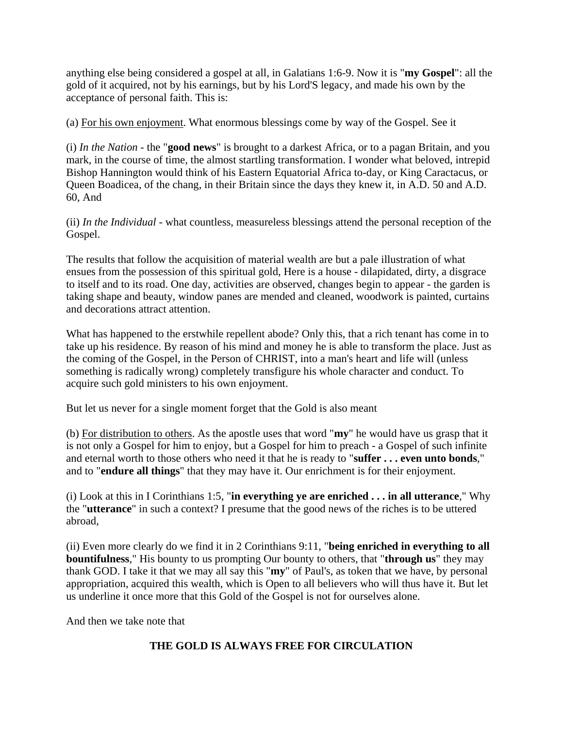anything else being considered a gospel at all, in Galatians 1:6-9. Now it is "**my Gospel**": all the gold of it acquired, not by his earnings, but by his Lord'S legacy, and made his own by the acceptance of personal faith. This is:

(a) <u>For his own enjoyment</u>. What enormous blessings come by way of the Gospel. See it

(i) *In the Nation* - the "**good news**" is brought to a darkest Africa, or to a pagan Britain, and you mark, in the course of time, the almost startling transformation. I wonder what beloved, intrepid Bishop Hannington would think of his Eastern Equatorial Africa to-day, or King Caractacus, or Queen Boadicea, of the chang, in their Britain since the days they knew it, in A.D. 50 and A.D. 60, And

(ii) *In the Individual* - what countless, measureless blessings attend the personal reception of the Gospel.

The results that follow the acquisition of material wealth are but a pale illustration of what ensues from the possession of this spiritual gold, Here is a house - dilapidated, dirty, a disgrace to itself and to its road. One day, activities are observed, changes begin to appear - the garden is taking shape and beauty, window panes are mended and cleaned, woodwork is painted, curtains and decorations attract attention.

What has happened to the erstwhile repellent abode? Only this, that a rich tenant has come in to take up his residence. By reason of his mind and money he is able to transform the place. Just as the coming of the Gospel, in the Person of CHRIST, into a man's heart and life will (unless something is radically wrong) completely transfigure his whole character and conduct. To acquire such gold ministers to his own enjoyment.

But let us never for a single moment forget that the Gold is also meant

(b) <u>For distribution to others</u>. As the apostle uses that word "**my**" he would have us grasp that it is not only a Gospel for him to enjoy, but a Gospel for him to preach - a Gospel of such infinite and eternal worth to those others who need it that he is ready to "**suffer . . . even unto bonds**," and to "**endure all things**" that they may have it. Our enrichment is for their enjoyment.

(i) Look at this in I Corinthians 1:5, "**in everything ye are enriched . . . in all utterance**," Why the "**utterance**" in such a context? I presume that the good news of the riches is to be uttered abroad,

(ii) Even more clearly do we find it in 2 Corinthians 9:11, "**being enriched in everything to all bountifulness**," His bounty to us prompting Our bounty to others, that "**through us**" they may thank GOD. I take it that we may all say this "**my**" of Paul's, as token that we have, by personal appropriation, acquired this wealth, which is Open to all believers who will thus have it. But let us underline it once more that this Gold of the Gospel is not for ourselves alone.

And then we take note that

**THE GOLD IS ALWAYS FREE FOR CIRCULATION**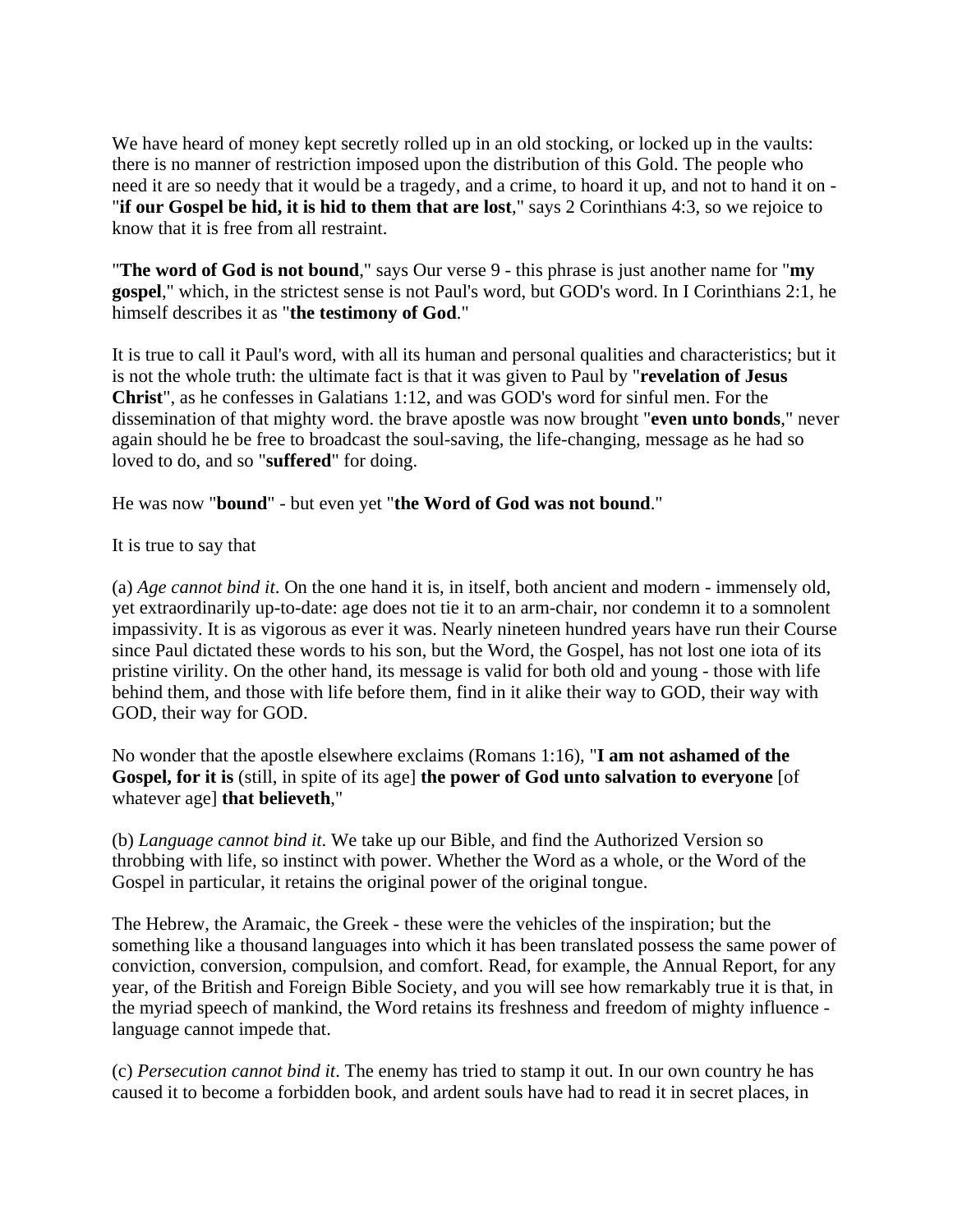We have heard of money kept secretly rolled up in an old stocking, or locked up in the vaults: there is no manner of restriction imposed upon the distribution of this Gold. The people who need it are so needy that it would be a tragedy, and a crime, to hoard it up, and not to hand it on - "**if our Gospel be hid, it is hid to them that are lost**," says 2 Corinthians 4:3, so we rejoice to know that it is free from all restraint.

"**The word of God is not bound**," says Our verse 9 - this phrase is just another name for "**my gospel**," which, in the strictest sense is not Paul's word, but GOD's word. In I Corinthians 2:1, he himself describes it as "**the testimony of God**."

It is true to call it Paul's word, with all its human and personal qualities and characteristics; but it is not the whole truth: the ultimate fact is that it was given to Paul by "**revelation of Jesus Christ**", as he confesses in Galatians 1:12, and was GOD's word for sinful men. For the dissemination of that mighty word. the brave apostle was now brought "**even unto bonds**," never again should he be free to broadcast the soul-saving, the life-changing, message as he had so loved to do, and so "**suffered**" for doing.

He was now "**bound**" - but even yet "**the Word of God was not bound**."

It is true to say that

(a) *Age cannot bind it*. On the one hand it is, in itself, both ancient and modern - immensely old, yet extraordinarily up-to-date: age does not tie it to an arm-chair, nor condemn it to a somnolent impassivity. It is as vigorous as ever it was. Nearly nineteen hundred years have run their Course since Paul dictated these words to his son, but the Word, the Gospel, has not lost one iota of its pristine virility. On the other hand, its message is valid for both old and young - those with life behind them, and those with life before them, find in it alike their way to GOD, their way with GOD, their way for GOD.

No wonder that the apostle elsewhere exclaims (Romans 1:16), "**I am not ashamed of the Gospel, for it is** (still, in spite of its age] **the power of God unto salvation to everyone** [of whatever age] **that believeth**,"

(b) *Language cannot bind it*. We take up our Bible, and find the Authorized Version so throbbing with life, so instinct with power. Whether the Word as a whole, or the Word of the Gospel in particular, it retains the original power of the original tongue.

The Hebrew, the Aramaic, the Greek - these were the vehicles of the inspiration; but the something like a thousand languages into which it has been translated possess the same power of conviction, conversion, compulsion, and comfort. Read, for example, the Annual Report, for any year, of the British and Foreign Bible Society, and you will see how remarkably true it is that, in the myriad speech of mankind, the Word retains its freshness and freedom of mighty influence - language cannot impede that.

(c) *Persecution cannot bind it*. The enemy has tried to stamp it out. In our own country he has caused it to become a forbidden book, and ardent souls have had to read it in secret places, in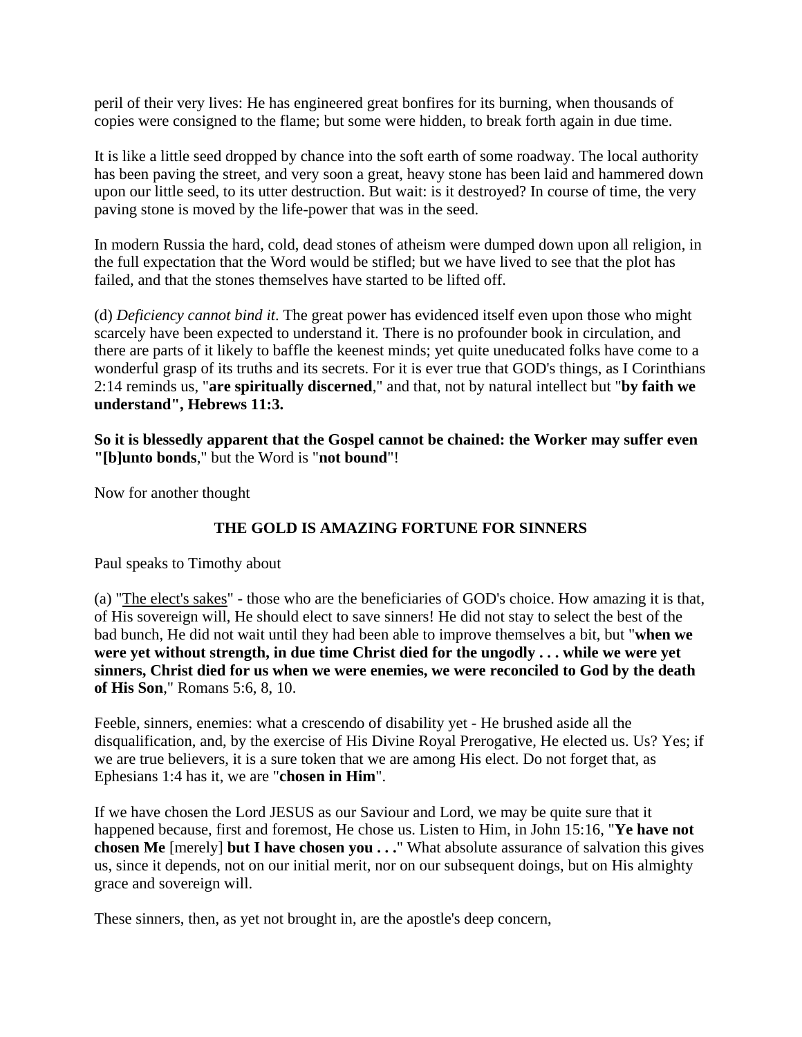peril of their very lives: He has engineered great bonfires for its burning, when thousands of copies were consigned to the flame; but some were hidden, to break forth again in due time.

It is like a little seed dropped by chance into the soft earth of some roadway. The local authority has been paving the street, and very soon a great, heavy stone has been laid and hammered down upon our little seed, to its utter destruction. But wait: is it destroyed? In course of time, the very paving stone is moved by the life-power that was in the seed.

In modern Russia the hard, cold, dead stones of atheism were dumped down upon all religion, in the full expectation that the Word would be stifled; but we have lived to see that the plot has failed, and that the stones themselves have started to be lifted off.

(d) *Deficiency cannot bind it*. The great power has evidenced itself even upon those who might scarcely have been expected to understand it. There is no profounder book in circulation, and there are parts of it likely to baffle the keenest minds; yet quite uneducated folks have come to a wonderful grasp of its truths and its secrets. For it is ever true that GOD's things, as I Corinthians 2:14 reminds us, "**are spiritually discerned**," and that, not by natural intellect but "**by faith we understand", Hebrews 11:3.**

**So it is blessedly apparent that the Gospel cannot be chained: the Worker may suffer even "[b]unto bonds**," but the Word is "**not bound**"!

Now for another thought

**THE GOLD IS AMAZING FORTUNE FOR SINNERS**

Paul speaks to Timothy about

(a) "The elect's sakes" - those who are the beneficiaries of GOD's choice. How amazing it is that, of His sovereign will, He should elect to save sinners! He did not stay to select the best of the bad bunch, He did not wait until they had been able to improve themselves a bit, but "**when we were yet without strength, in due time Christ died for the ungodly . . . while we were yet sinners, Christ died for us when we were enemies, we were reconciled to God by the death of His Son**," Romans 5:6, 8, 10.

Feeble, sinners, enemies: what a crescendo of disability yet - He brushed aside all the disqualification, and, by the exercise of His Divine Royal Prerogative, He elected us. Us? Yes; if we are true believers, it is a sure token that we are among His elect. Do not forget that, as Ephesians 1:4 has it, we are "**chosen in Him**".

If we have chosen the Lord JESUS as our Saviour and Lord, we may be quite sure that it happened because, first and foremost, He chose us. Listen to Him, in John 15:16, "**Ye have not chosen Me** [merely] **but I have chosen you . . .**" What absolute assurance of salvation this gives us, since it depends, not on our initial merit, nor on our subsequent doings, but on His almighty grace and sovereign will.

These sinners, then, as yet not brought in, are the apostle's deep concern,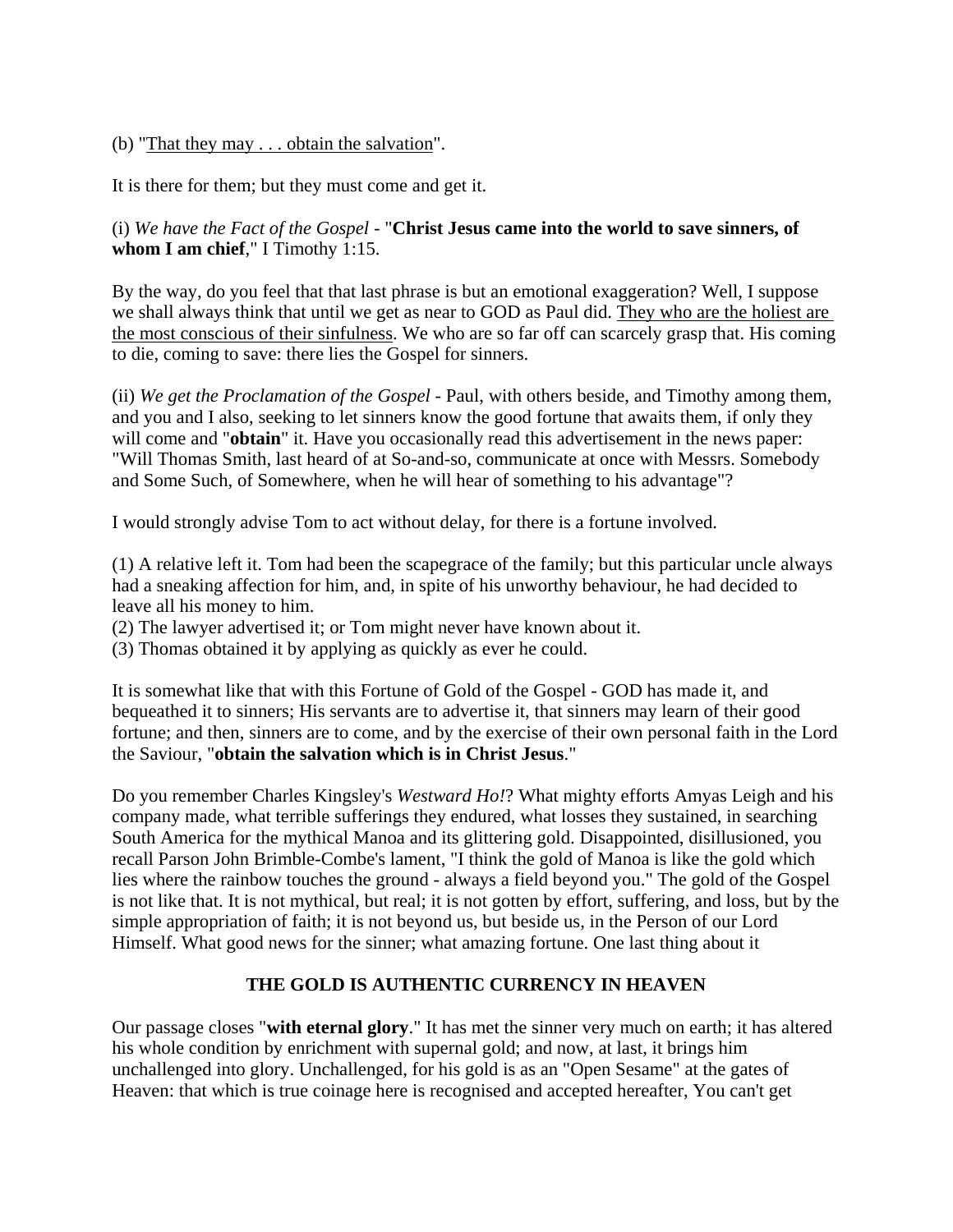(b) "That they may . . . obtain the salvation".

It is there for them; but they must come and get it.

(i) *We have the Fact of the Gospel* - "**Christ Jesus came into the world to save sinners, of whom I am chief**," I Timothy 1:15.

By the way, do you feel that that last phrase is but an emotional exaggeration? Well, I suppose we shall always think that until we get as near to GOD as Paul did. They who are the holiest are the most conscious of their sinfulness. We who are so far off can scarcely grasp that. His coming to die, coming to save: there lies the Gospel for sinners.

(ii) *We get the Proclamation of the Gospel* - Paul, with others beside, and Timothy among them, and you and I also, seeking to let sinners know the good fortune that awaits them, if only they will come and "**obtain**" it. Have you occasionally read this advertisement in the news paper: "Will Thomas Smith, last heard of at So-and-so, communicate at once with Messrs. Somebody and Some Such, of Somewhere, when he will hear of something to his advantage"?

I would strongly advise Tom to act without delay, for there is a fortune involved.

(1) A relative left it. Tom had been the scapegrace of the family; but this particular uncle always had a sneaking affection for him, and, in spite of his unworthy behaviour, he had decided to leave all his money to him.
(2) The lawyer advertised it; or Tom might never have known about it.
(3) Thomas obtained it by applying as quickly as ever he could.

It is somewhat like that with this Fortune of Gold of the Gospel - GOD has made it, and bequeathed it to sinners; His servants are to advertise it, that sinners may learn of their good fortune; and then, sinners are to come, and by the exercise of their own personal faith in the Lord the Saviour, "**obtain the salvation which is in Christ Jesus**."

Do you remember Charles Kingsley's *Westward Ho!*? What mighty efforts Amyas Leigh and his company made, what terrible sufferings they endured, what losses they sustained, in searching South America for the mythical Manoa and its glittering gold. Disappointed, disillusioned, you recall Parson John Brimble-Combe's lament, "I think the gold of Manoa is like the gold which lies where the rainbow touches the ground - always a field beyond you." The gold of the Gospel is not like that. It is not mythical, but real; it is not gotten by effort, suffering, and loss, but by the simple appropriation of faith; it is not beyond us, but beside us, in the Person of our Lord Himself. What good news for the sinner; what amazing fortune. One last thing about it

## THE GOLD IS AUTHENTIC CURRENCY IN HEAVEN

Our passage closes "**with eternal glory**." It has met the sinner very much on earth; it has altered his whole condition by enrichment with supernal gold; and now, at last, it brings him unchallenged into glory. Unchallenged, for his gold is as an "Open Sesame" at the gates of Heaven: that which is true coinage here is recognised and accepted hereafter, You can't get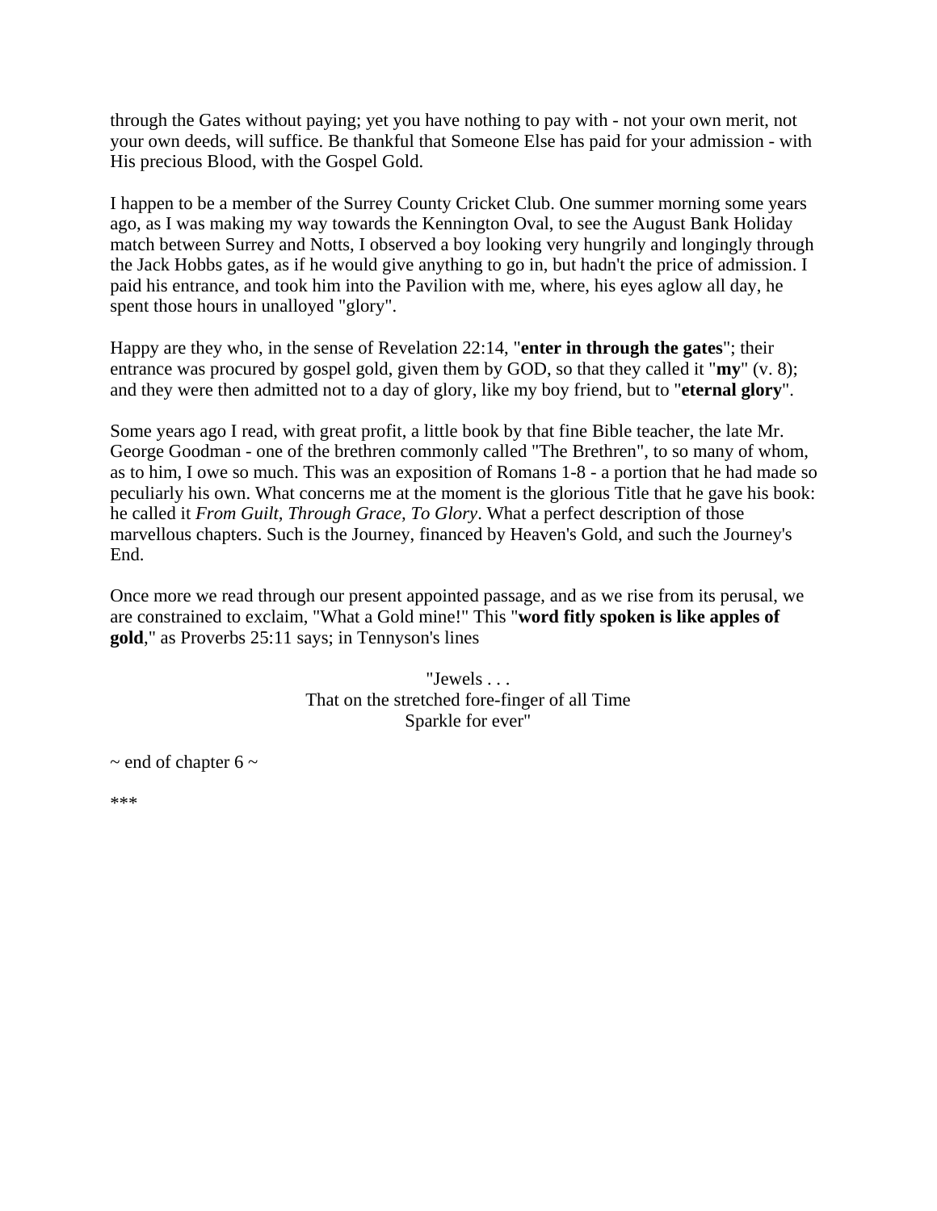through the Gates without paying; yet you have nothing to pay with - not your own merit, not your own deeds, will suffice. Be thankful that Someone Else has paid for your admission - with His precious Blood, with the Gospel Gold.

I happen to be a member of the Surrey County Cricket Club. One summer morning some years ago, as I was making my way towards the Kennington Oval, to see the August Bank Holiday match between Surrey and Notts, I observed a boy looking very hungrily and longingly through the Jack Hobbs gates, as if he would give anything to go in, but hadn't the price of admission. I paid his entrance, and took him into the Pavilion with me, where, his eyes aglow all day, he spent those hours in unalloyed "glory".

Happy are they who, in the sense of Revelation 22:14, "**enter in through the gates**"; their entrance was procured by gospel gold, given them by GOD, so that they called it "**my**" (v. 8); and they were then admitted not to a day of glory, like my boy friend, but to "**eternal glory**".

Some years ago I read, with great profit, a little book by that fine Bible teacher, the late Mr. George Goodman - one of the brethren commonly called "The Brethren", to so many of whom, as to him, I owe so much. This was an exposition of Romans 1-8 - a portion that he had made so peculiarly his own. What concerns me at the moment is the glorious Title that he gave his book: he called it *From Guilt, Through Grace, To Glory*. What a perfect description of those marvellous chapters. Such is the Journey, financed by Heaven's Gold, and such the Journey's End.

Once more we read through our present appointed passage, and as we rise from its perusal, we are constrained to exclaim, "What a Gold mine!" This "**word fitly spoken is like apples of gold**," as Proverbs 25:11 says; in Tennyson's lines

"Jewels . . .
That on the stretched fore-finger of all Time
Sparkle for ever"

~ end of chapter 6 ~

***